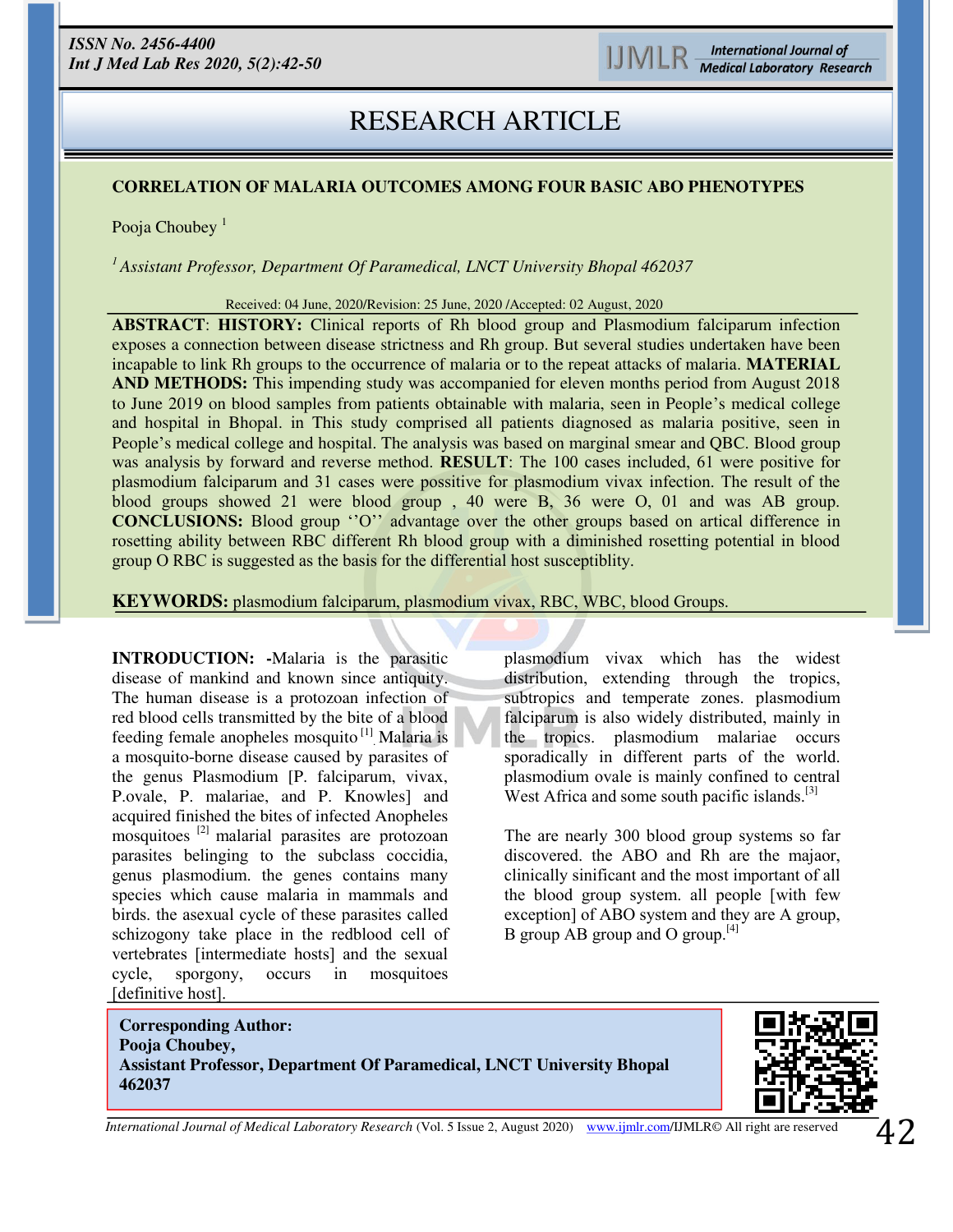# RESEARCH ARTICLE

## CORRELATION OF MALARIA OUTCOMES AMONG FOUR BASIC ABO PHENOTYPES

Pooja Choubey [1]

[1] *Assistant Professor, Department Of Paramedical, LNCT University Bhopal 462037*

Received: 04 June, 2020/Revision: 25 June, 2020 /Accepted: 02 August, 2020

**ABSTRACT**: **HISTORY:** Clinical reports of Rh blood group and Plasmodium falciparum infection exposes a connection between disease strictness and Rh group. But several studies undertaken have been incapable to link Rh groups to the occurrence of malaria or to the repeat attacks of malaria. **MATERIAL AND METHODS:** This impending study was accompanied for eleven months period from August 2018 to June 2019 on blood samples from patients obtainable with malaria, seen in People's medical college and hospital in Bhopal. in This study comprised all patients diagnosed as malaria positive, seen in People's medical college and hospital. The analysis was based on marginal smear and QBC. Blood group was analysis by forward and reverse method. **RESULT**: The 100 cases included, 61 were positive for plasmodium falciparum and 31 cases were positive for plasmodium vivax infection. The result of the blood groups showed 21 were blood group , 40 were B, 36 were O, 01 and was AB group. **CONCLUSIONS:** Blood group ''O'' advantage over the other groups based on artical difference in rosetting ability between RBC different Rh blood group with a diminished rosetting potential in blood group O RBC is suggested as the basis for the differential host susceptiblity.

**KEYWORDS:** plasmodium falciparum, plasmodium vivax, RBC, WBC, blood Groups.

**INTRODUCTION: -**Malaria is the parasitic disease of mankind and known since antiquity. The human disease is a protozoan infection of red blood cells transmitted by the bite of a blood feeding female anopheles mosquito [1]. Malaria is a mosquito-borne disease caused by parasites of the genus Plasmodium [P. falciparum, vivax, P.ovale, P. malariae, and P. Knowles] and acquired finished the bites of infected Anopheles mosquitoes [2] malarial parasites are protozoan parasites belinging to the subclass coccidia, genus plasmodium. the genes contains many species which cause malaria in mammals and birds. the asexual cycle of these parasites called schizogony take place in the redblood cell of vertebrates [intermediate hosts] and the sexual cycle, sporgony, occurs in mosquitoes [definitive host]. plasmodium vivax which has the widest distribution, extending through the tropics, subtropics and temperate zones. plasmodium falciparum is also widely distributed, mainly in the tropics. plasmodium malariae occurs sporadically in different parts of the world. plasmodium ovale is mainly confined to central West Africa and some south pacific islands.[3]

The are nearly 300 blood group systems so far discovered. the ABO and Rh are the majaor, clinically sinificant and the most important of all the blood group system. all people [with few exception] of ABO system and they are A group, B group AB group and O group.[4]

**Corresponding Author:**
**Pooja Choubey,**
**Assistant Professor, Department Of Paramedical, LNCT University Bhopal 462037**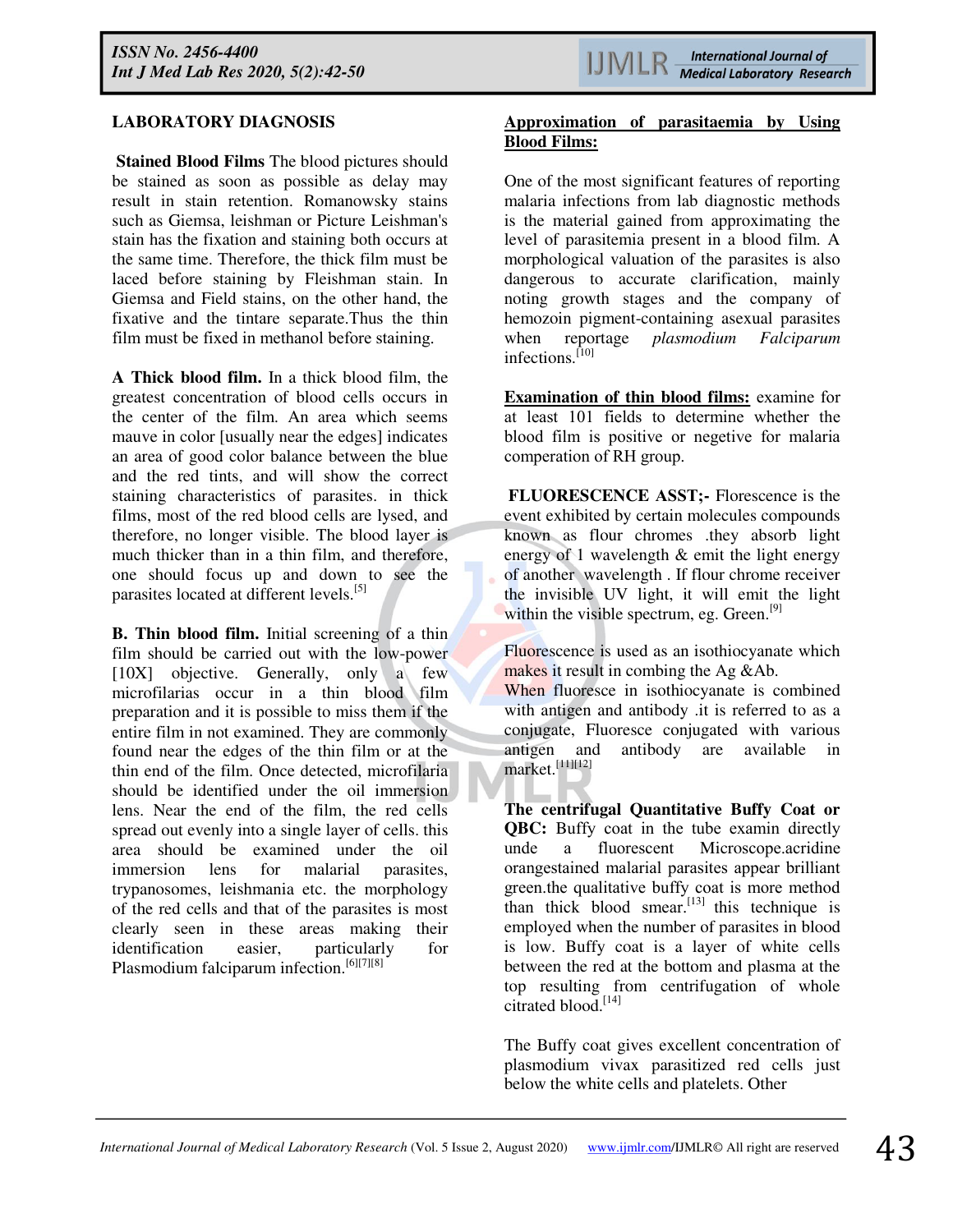## LABORATORY DIAGNOSIS

**Stained Blood Films** The blood pictures should be stained as soon as possible as delay may result in stain retention. Romanowsky stains such as Giemsa, leishman or Picture Leishman's stain has the fixation and staining both occurs at the same time. Therefore, the thick film must be laced before staining by Fleishman stain. In Giemsa and Field stains, on the other hand, the fixative and the tintare separate.Thus the thin film must be fixed in methanol before staining.

**A Thick blood film.** In a thick blood film, the greatest concentration of blood cells occurs in the center of the film. An area which seems mauve in color [usually near the edges] indicates an area of good color balance between the blue and the red tints, and will show the correct staining characteristics of parasites. in thick films, most of the red blood cells are lysed, and therefore, no longer visible. The blood layer is much thicker than in a thin film, and therefore, one should focus up and down to see the parasites located at different levels.[5]

**B. Thin blood film.** Initial screening of a thin film should be carried out with the low-power [10X] objective. Generally, only a few microfilarias occur in a thin blood film preparation and it is possible to miss them if the entire film in not examined. They are commonly found near the edges of the thin film or at the thin end of the film. Once detected, microfilaria should be identified under the oil immersion lens. Near the end of the film, the red cells spread out evenly into a single layer of cells. this area should be examined under the oil immersion lens for malarial parasites, trypanosomes, leishmania etc. the morphology of the red cells and that of the parasites is most clearly seen in these areas making their identification easier, particularly for Plasmodium falciparum infection.[6][7][8]

**Approximation of parasitaemia by Using Blood Films:**

One of the most significant features of reporting malaria infections from lab diagnostic methods is the material gained from approximating the level of parasitemia present in a blood film. A morphological valuation of the parasites is also dangerous to accurate clarification, mainly noting growth stages and the company of hemozoin pigment-containing asexual parasites when reportage *plasmodium Falciparum* infections.[10]

**Examination of thin blood films:** examine for at least 101 fields to determine whether the blood film is positive or negetive for malaria comperation of RH group.

**FLUORESCENCE ASST;-** Florescence is the event exhibited by certain molecules compounds known as flour chromes .they absorb light energy of 1 wavelength & emit the light energy of another wavelength . If flour chrome receiver the invisible UV light, it will emit the light within the visible spectrum, eg. Green.[9]

Fluorescence is used as an isothiocyanate which makes it result in combing the Ag &Ab. When fluoresce in isothiocyanate is combined with antigen and antibody .it is referred to as a conjugate, Fluoresce conjugated with various antigen and antibody are available in market.[11][12]

**The centrifugal Quantitative Buffy Coat or QBC:** Buffy coat in the tube examin directly unde a fluorescent Microscope.acridine orangestained malarial parasites appear brilliant green.the qualitative buffy coat is more method than thick blood smear.[13] this technique is employed when the number of parasites in blood is low. Buffy coat is a layer of white cells between the red at the bottom and plasma at the top resulting from centrifugation of whole citrated blood.[14]

The Buffy coat gives excellent concentration of plasmodium vivax parasitized red cells just below the white cells and platelets. Other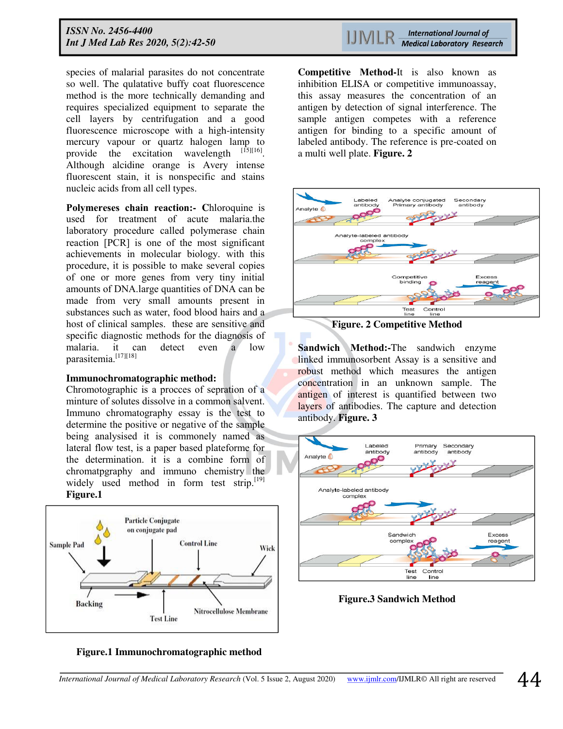species of malarial parasites do not concentrate so well. The qulatative buffy coat fluorescence method is the more technically demanding and requires specialized equipment to separate the cell layers by centrifugation and a good fluorescence microscope with a high-intensity mercury vapour or quartz halogen lamp to provide the excitation wavelength [15][16]. Although alcidine orange is Avery intense fluorescent stain, it is nonspecific and stains nucleic acids from all cell types.

**Polymereses chain reaction:-** Chloroquine is used for treatment of acute malaria.the laboratory procedure called polymerase chain reaction [PCR] is one of the most significant achievements in molecular biology. with this procedure, it is possible to make several copies of one or more genes from very tiny initial amounts of DNA.large quantities of DNA can be made from very small amounts present in substances such as water, food blood hairs and a host of clinical samples. these are sensitive and specific diagnostic methods for the diagnosis of malaria. it can detect even a low parasitemia.[17][18]

**Immunochromatographic method:**
Chromotographic is a procces of sepration of a minture of solutes dissolve in a common salvent. Immuno chromatography essay is the test to determine the positive or negative of the sample being analysised it is commonely named as lateral flow test, is a paper based plateforme for the determination. it is a combine form of chromatpgraphy and immuno chemistry the widely used method in form test strip.[19] **Figure.1**

**Figure.1 Immunochromatographic method**

**Competitive Method-**It is also known as inhibition ELISA or competitive immunoassay, this assay measures the concentration of an antigen by detection of signal interference. The sample antigen competes with a reference antigen for binding to a specific amount of labeled antibody. The reference is pre-coated on a multi well plate. **Figure. 2**

**Figure. 2 Competitive Method**

**Sandwich Method:-**The sandwich enzyme linked immunosorbent Assay is a sensitive and robust method which measures the antigen concentration in an unknown sample. The antigen of interest is quantified between two layers of antibodies. The capture and detection antibody. **Figure. 3**

**Figure.3 Sandwich Method**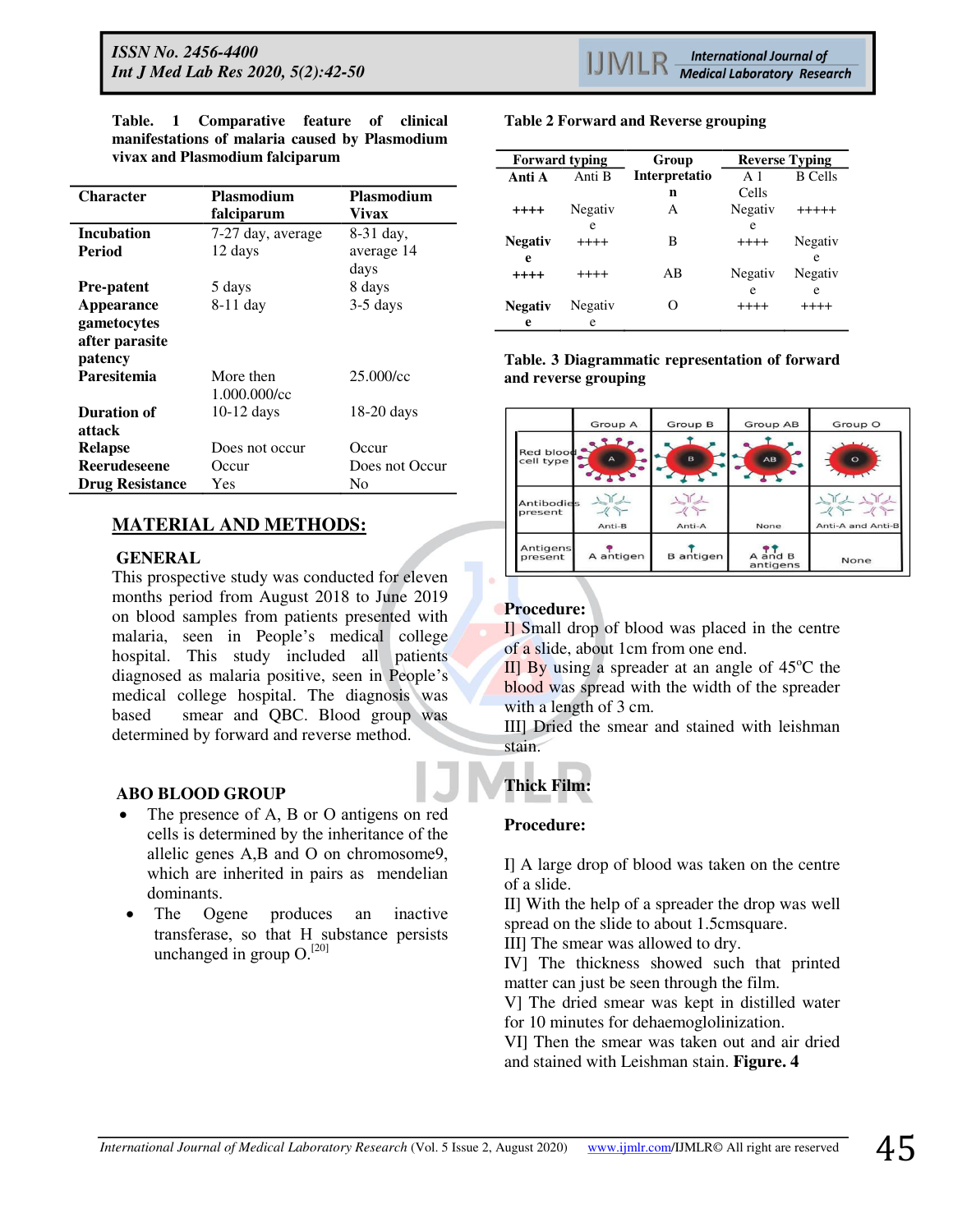**Table. 1 Comparative feature of clinical manifestations of malaria caused by Plasmodium vivax and Plasmodium falciparum**

| Character | Plasmodium falciparum | Plasmodium Vivax |
|---|---|---|
| **Incubation Period** | 7-27 day, average 12 days | 8-31 day, average 14 days |
| **Pre-patent** | 5 days | 8 days |
| **Appearance gametocytes after parasite patency** | 8-11 day | 3-5 days |
| **Paresitemia** | More then 1.000.000/cc | 25.000/cc |
| **Duration of attack** | 10-12 days | 18-20 days |
| **Relapse** | Does not occur | Occur |
| **Reerudeseene** | Occur | Does not Occur |
| **Drug Resistance** | Yes | No |

## MATERIAL AND METHODS:

### GENERAL

This prospective study was conducted for eleven months period from August 2018 to June 2019 on blood samples from patients presented with malaria, seen in People's medical college hospital. This study included all patients diagnosed as malaria positive, seen in People's medical college hospital. The diagnosis was based smear and QBC. Blood group was determined by forward and reverse method.

### ABO BLOOD GROUP

- The presence of A, B or O antigens on red cells is determined by the inheritance of the allelic genes A,B and O on chromosome9, which are inherited in pairs as mendelian dominants.
- The Ogene produces an inactive transferase, so that H substance persists unchanged in group O.[20]

**Table 2 Forward and Reverse grouping**

| Forward typing | | Group Interpretation | Reverse Typing | |
|---|---|---|---|---|
| **Anti A** | Anti B | | A 1 Cells | B Cells |
| ++++ | Negative | A | Negative | +++++ |
| **Negative** | ++++ | B | ++++ | Negative |
| ++++ | ++++ | AB | Negative | Negative |
| **Negative** | Negative | O | ++++ | ++++ |

**Table. 3 Diagrammatic representation of forward and reverse grouping**

| | Group A | Group B | Group AB | Group O |
|---|---|---|---|---|
| Red blood cell type | A | B | AB | O |
| Antibodies present | Anti-B | Anti-A | None | Anti-A and Anti-B |
| Antigens present | A antigen | B antigen | A and B antigens | None |

**Procedure:**

I] Small drop of blood was placed in the centre of a slide, about 1cm from one end.
II] By using a spreader at an angle of 45°C the blood was spread with the width of the spreader with a length of 3 cm.
III] Dried the smear and stained with leishman stain.

**Thick Film:**

**Procedure:**

I] A large drop of blood was taken on the centre of a slide.
II] With the help of a spreader the drop was well spread on the slide to about 1.5cmsquare.
III] The smear was allowed to dry.
IV] The thickness showed such that printed matter can just be seen through the film.
V] The dried smear was kept in distilled water for 10 minutes for dehaemoglolinization.
VI] Then the smear was taken out and air dried and stained with Leishman stain. **Figure. 4**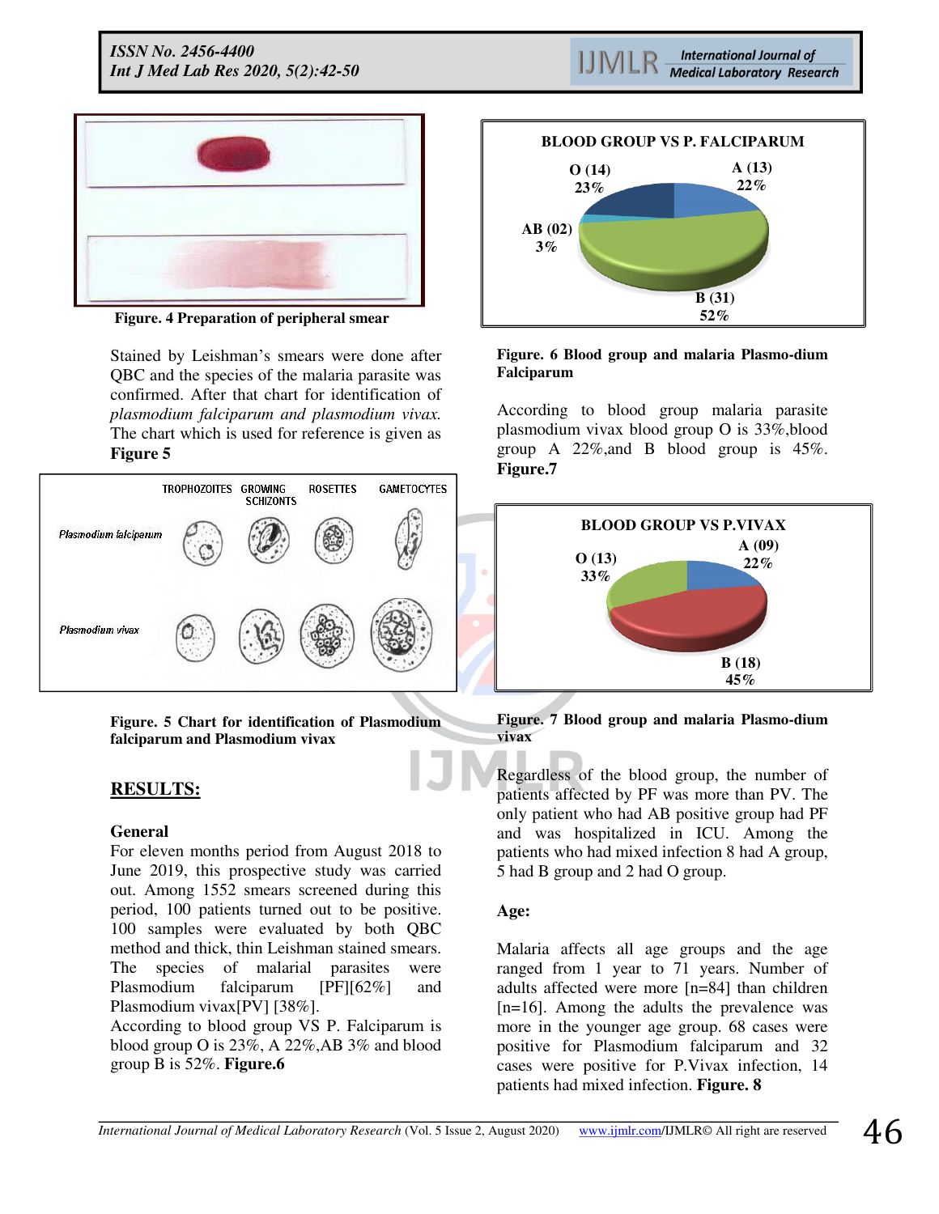Figure. 4 Preparation of peripheral smear

Stained by Leishman's smears were done after QBC and the species of the malaria parasite was confirmed. After that chart for identification of *plasmodium falciparum and plasmodium vivax.* The chart which is used for reference is given as **Figure 5**

**Figure. 5 Chart for identification of Plasmodium falciparum and Plasmodium vivax**

## RESULTS:

**General**

For eleven months period from August 2018 to June 2019, this prospective study was carried out. Among 1552 smears screened during this period, 100 patients turned out to be positive. 100 samples were evaluated by both QBC method and thick, thin Leishman stained smears. The species of malarial parasites were Plasmodium falciparum [PF][62%] and Plasmodium vivax[PV] [38%].

According to blood group VS P. Falciparum is blood group O is 23%, A 22%,AB 3% and blood group B is 52%. **Figure.6**

**Figure. 6 Blood group and malaria Plasmo-dium Falciparum**

According to blood group malaria parasite plasmodium vivax blood group O is 33%,blood group A 22%,and B blood group is 45%. **Figure.7**

**Figure. 7 Blood group and malaria Plasmo-dium vivax**

Regardless of the blood group, the number of patients affected by PF was more than PV. The only patient who had AB positive group had PF and was hospitalized in ICU. Among the patients who had mixed infection 8 had A group, 5 had B group and 2 had O group.

**Age:**

Malaria affects all age groups and the age ranged from 1 year to 71 years. Number of adults affected were more [n=84] than children [n=16]. Among the adults the prevalence was more in the younger age group. 68 cases were positive for Plasmodium falciparum and 32 cases were positive for P.Vivax infection, 14 patients had mixed infection. **Figure. 8**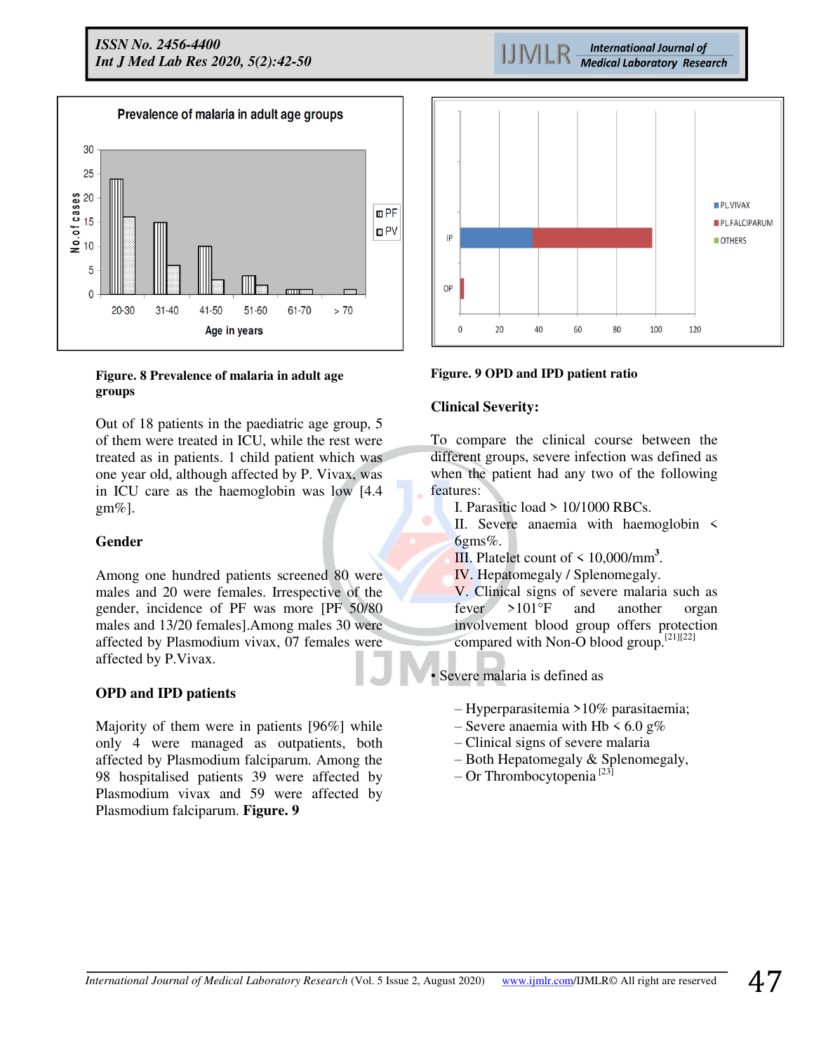Figure. 8 Prevalence of malaria in adult age groups

Out of 18 patients in the paediatric age group, 5 of them were treated in ICU, while the rest were treated as in patients. 1 child patient which was one year old, although affected by P. Vivax, was in ICU care as the haemoglobin was low [4.4 gm%].

### Gender

Among one hundred patients screened 80 were males and 20 were females. Irrespective of the gender, incidence of PF was more [PF 50/80 males and 13/20 females].Among males 30 were affected by Plasmodium vivax, 07 females were affected by P.Vivax.

### OPD and IPD patients

Majority of them were in patients [96%] while only 4 were managed as outpatients, both affected by Plasmodium falciparum. Among the 98 hospitalised patients 39 were affected by Plasmodium vivax and 59 were affected by Plasmodium falciparum. **Figure. 9**

Figure. 9 OPD and IPD patient ratio

### Clinical Severity:

To compare the clinical course between the different groups, severe infection was defined as when the patient had any two of the following features:

I. Parasitic load > 10/1000 RBCs.
II. Severe anaemia with haemoglobin < 6gms%.
III. Platelet count of < 10,000/mm$^3$.
IV. Hepatomegaly / Splenomegaly.
V. Clinical signs of severe malaria such as fever >101°F and another organ involvement blood group offers protection compared with Non-O blood group.[21][22]

- Severe malaria is defined as

  – Hyperparasitemia >10% parasitaemia;
  – Severe anaemia with Hb < 6.0 g%
  – Clinical signs of severe malaria
  – Both Hepatomegaly & Splenomegaly,
  – Or Thrombocytopenia [23]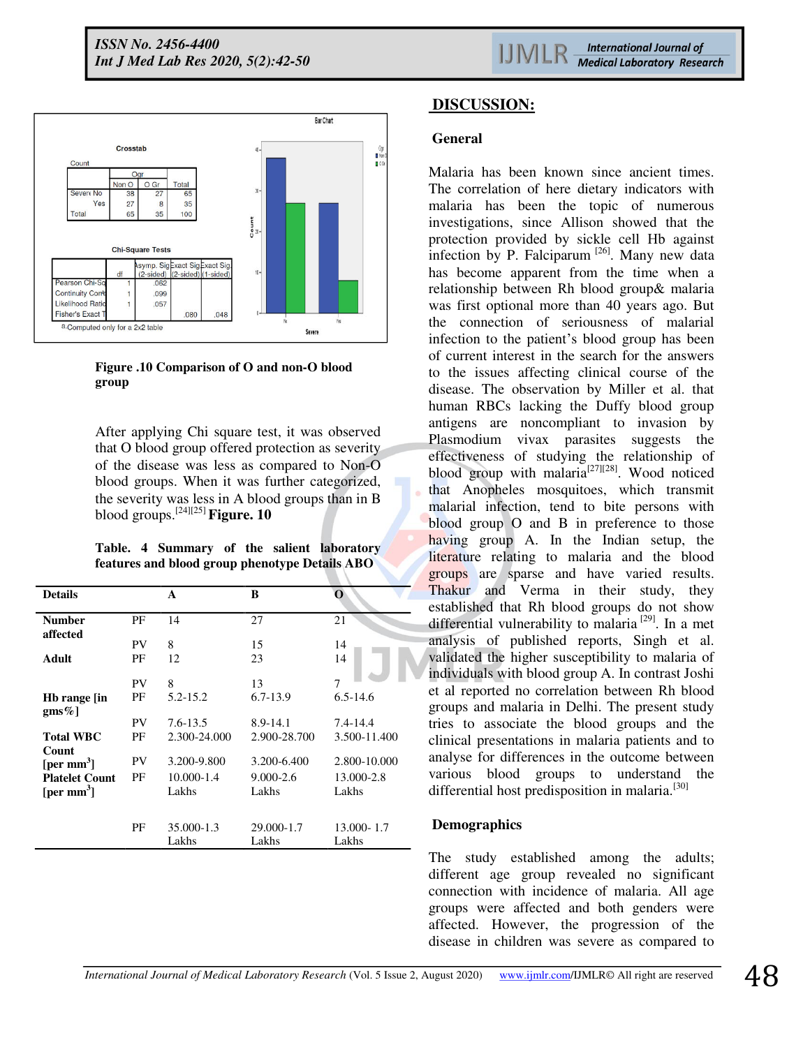**Crosstab**

Count

| | | Ogr | | |
|---|---|---|---|---|
| | | Non O | O Gr | Total |
| Severe | No | 38 | 27 | 65 |
| | Yes | 27 | 8 | 35 |
| Total | | 65 | 35 | 100 |

**Chi-Square Tests**

| | df | Asymp. Sig. (2-sided) | Exact Sig. (2-sided) | Exact Sig. (1-sided) |
|---|---|---|---|---|
| Pearson Chi-Sq | 1 | .062 | | |
| Continuity Corr^a | 1 | .099 | | |
| Likelihood Ratio | 1 | .057 | | |
| Fisher's Exact T | | | .080 | .048 |

a. Computed only for a 2x2 table

**Figure .10 Comparison of O and non-O blood group**

After applying Chi square test, it was observed that O blood group offered protection as severity of the disease was less as compared to Non-O blood groups. When it was further categorized, the severity was less in A blood groups than in B blood groups.[24][25] **Figure. 10**

**Table. 4 Summary of the salient laboratory features and blood group phenotype Details ABO**

| Details | | A | B | O |
|---|---|---|---|---|
| Number affected | PF | 14 | 27 | 21 |
| | PV | 8 | 15 | 14 |
| Adult | PF | 12 | 23 | 14 |
| | PV | 8 | 13 | 7 |
| Hb range [in gms%] | PF | 5.2-15.2 | 6.7-13.9 | 6.5-14.6 |
| | PV | 7.6-13.5 | 8.9-14.1 | 7.4-14.4 |
| Total WBC Count [per mm$^3$] | PF | 2.300-24.000 | 2.900-28.700 | 3.500-11.400 |
| | PV | 3.200-9.800 | 3.200-6.400 | 2.800-10.000 |
| Platelet Count [per mm$^3$] | PF | 10.000-1.4 Lakhs | 9.000-2.6 Lakhs | 13.000-2.8 Lakhs |
| | PF | 35.000-1.3 Lakhs | 29.000-1.7 Lakhs | 13.000- 1.7 Lakhs |

## DISCUSSION:

### General

Malaria has been known since ancient times. The correlation of here dietary indicators with malaria has been the topic of numerous investigations, since Allison showed that the protection provided by sickle cell Hb against infection by P. Falciparum [26]. Many new data has become apparent from the time when a relationship between Rh blood group& malaria was first optional more than 40 years ago. But the connection of seriousness of malarial infection to the patient's blood group has been of current interest in the search for the answers to the issues affecting clinical course of the disease. The observation by Miller et al. that human RBCs lacking the Duffy blood group antigens are noncompliant to invasion by Plasmodium vivax parasites suggests the effectiveness of studying the relationship of blood group with malaria[27][28]. Wood noticed that Anopheles mosquitoes, which transmit malarial infection, tend to bite persons with blood group O and B in preference to those having group A. In the Indian setup, the literature relating to malaria and the blood groups are sparse and have varied results. Thakur and Verma in their study, they established that Rh blood groups do not show differential vulnerability to malaria [29]. In a met analysis of published reports, Singh et al. validated the higher susceptibility to malaria of individuals with blood group A. In contrast Joshi et al reported no correlation between Rh blood groups and malaria in Delhi. The present study tries to associate the blood groups and the clinical presentations in malaria patients and to analyse for differences in the outcome between various blood groups to understand the differential host predisposition in malaria.[30]

### Demographics

The study established among the adults; different age group revealed no significant connection with incidence of malaria. All age groups were affected and both genders were affected. However, the progression of the disease in children was severe as compared to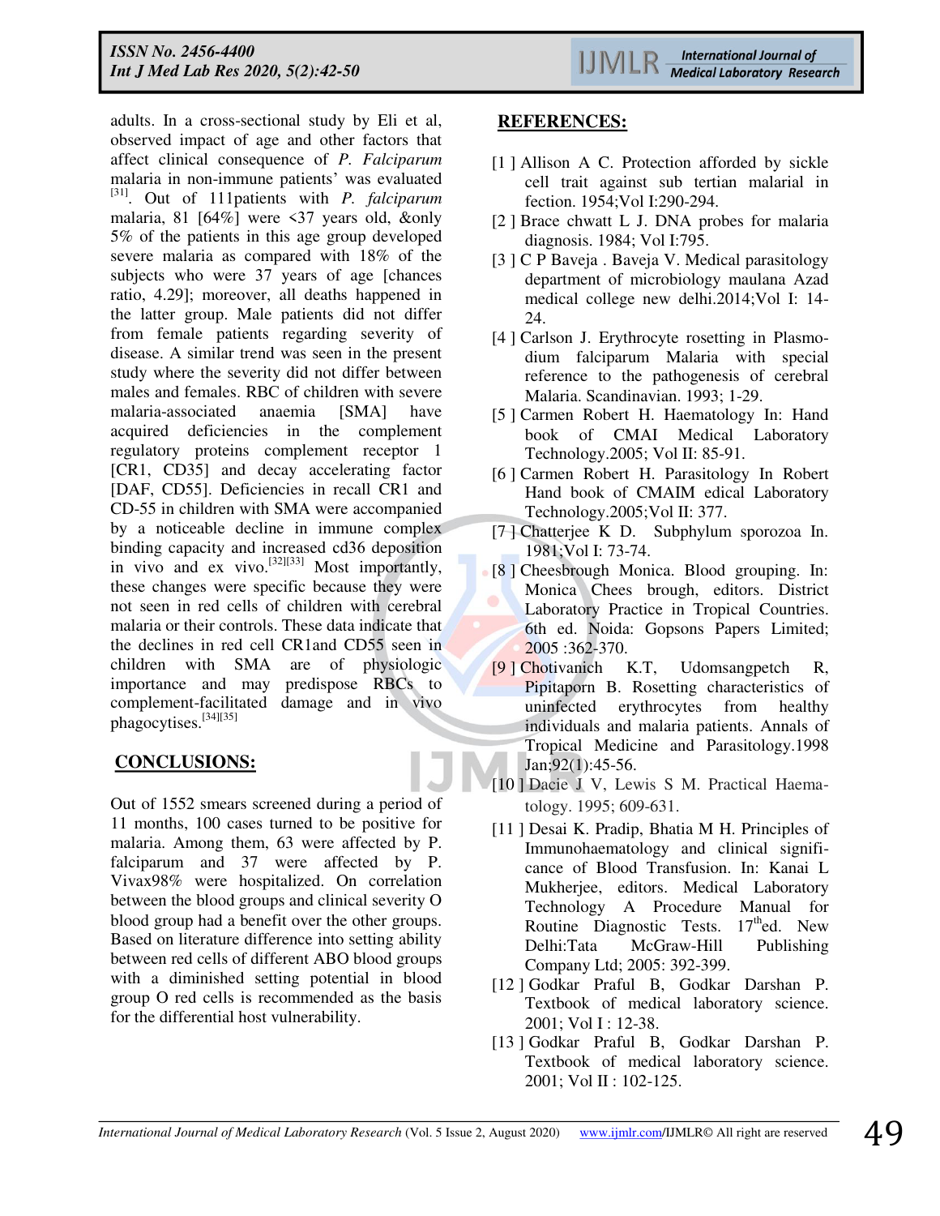adults. In a cross-sectional study by Eli et al, observed impact of age and other factors that affect clinical consequence of *P. Falciparum* malaria in non-immune patients' was evaluated [31]. Out of 111patients with *P. falciparum* malaria, 81 [64%] were <37 years old, &only 5% of the patients in this age group developed severe malaria as compared with 18% of the subjects who were 37 years of age [chances ratio, 4.29]; moreover, all deaths happened in the latter group. Male patients did not differ from female patients regarding severity of disease. A similar trend was seen in the present study where the severity did not differ between males and females. RBC of children with severe malaria-associated anaemia [SMA] have acquired deficiencies in the complement regulatory proteins complement receptor 1 [CR1, CD35] and decay accelerating factor [DAF, CD55]. Deficiencies in recall CR1 and CD-55 in children with SMA were accompanied by a noticeable decline in immune complex binding capacity and increased cd36 deposition in vivo and ex vivo.[32][33] Most importantly, these changes were specific because they were not seen in red cells of children with cerebral malaria or their controls. These data indicate that the declines in red cell CR1and CD55 seen in children with SMA are of physiologic importance and may predispose RBCs to complement-facilitated damage and in vivo phagocytises.[34][35]

## CONCLUSIONS:

Out of 1552 smears screened during a period of 11 months, 100 cases turned to be positive for malaria. Among them, 63 were affected by P. falciparum and 37 were affected by P. Vivax98% were hospitalized. On correlation between the blood groups and clinical severity O blood group had a benefit over the other groups. Based on literature difference into setting ability between red cells of different ABO blood groups with a diminished setting potential in blood group O red cells is recommended as the basis for the differential host vulnerability.

## REFERENCES:

[1 ] Allison A C. Protection afforded by sickle cell trait against sub tertian malarial in fection. 1954;Vol I:290-294.

[2 ] Brace chwatt L J. DNA probes for malaria diagnosis. 1984; Vol I:795.

[3 ] C P Baveja . Baveja V. Medical parasitology department of microbiology maulana Azad medical college new delhi.2014;Vol I: 14-24.

[4 ] Carlson J. Erythrocyte rosetting in Plasmodium falciparum Malaria with special reference to the pathogenesis of cerebral Malaria. Scandinavian. 1993; 1-29.

[5 ] Carmen Robert H. Haematology In: Hand book of CMAI Medical Laboratory Technology.2005; Vol II: 85-91.

[6 ] Carmen Robert H. Parasitology In Robert Hand book of CMAIM edical Laboratory Technology.2005;Vol II: 377.

[7 ] Chatterjee K D. Subphylum sporozoa In. 1981;Vol I: 73-74.

[8 ] Cheesbrough Monica. Blood grouping. In: Monica Chees brough, editors. District Laboratory Practice in Tropical Countries. 6th ed. Noida: Gopsons Papers Limited; 2005 :362-370.

[9 ] Chotivanich K.T, Udomsangpetch R, Pipitaporn B. Rosetting characteristics of uninfected erythrocytes from healthy individuals and malaria patients. Annals of Tropical Medicine and Parasitology.1998 Jan;92(1):45-56.

[10 ] Dacie J V, Lewis S M. Practical Haematology. 1995; 609-631.

[11 ] Desai K. Pradip, Bhatia M H. Principles of Immunohaematology and clinical significance of Blood Transfusion. In: Kanai L Mukherjee, editors. Medical Laboratory Technology A Procedure Manual for Routine Diagnostic Tests. 17thed. New Delhi:Tata McGraw-Hill Publishing Company Ltd; 2005: 392-399.

[12 ] Godkar Praful B, Godkar Darshan P. Textbook of medical laboratory science. 2001; Vol I : 12-38.

[13 ] Godkar Praful B, Godkar Darshan P. Textbook of medical laboratory science. 2001; Vol II : 102-125.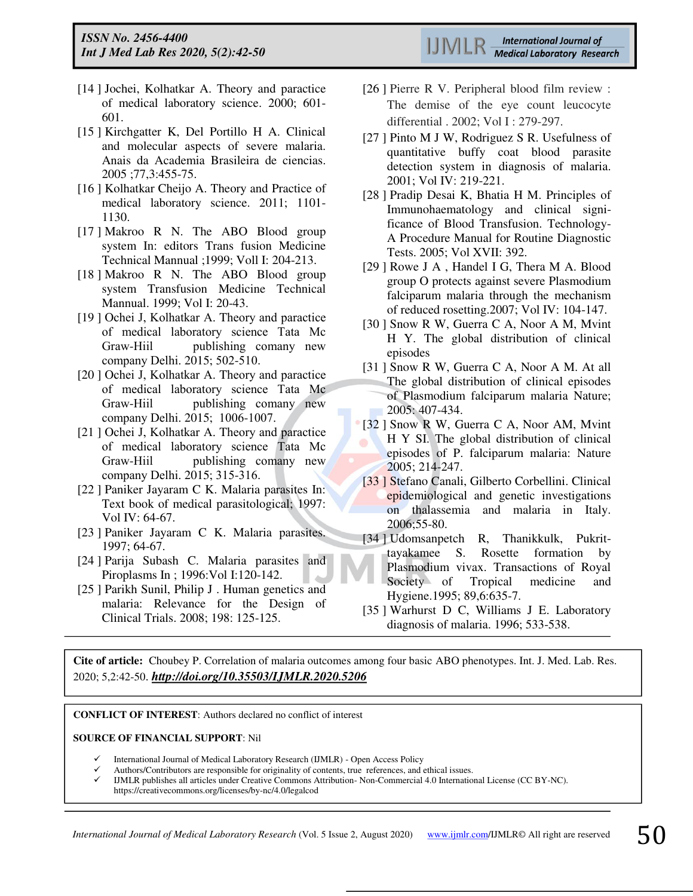[14 ] Jochei, Kolhatkar A. Theory and paractice of medical laboratory science. 2000; 601-601.

[15 ] Kirchgatter K, Del Portillo H A. Clinical and molecular aspects of severe malaria. Anais da Academia Brasileira de ciencias. 2005 ;77,3:455-75.

[16 ] Kolhatkar Cheijo A. Theory and Practice of medical laboratory science. 2011; 1101-1130.

[17 ] Makroo R N. The ABO Blood group system In: editors Trans fusion Medicine Technical Mannual ;1999; Voll I: 204-213.

[18 ] Makroo R N. The ABO Blood group system Transfusion Medicine Technical Mannual. 1999; Vol I: 20-43.

[19 ] Ochei J, Kolhatkar A. Theory and paractice of medical laboratory science Tata Mc Graw-Hiil publishing comany new company Delhi. 2015; 502-510.

[20 ] Ochei J, Kolhatkar A. Theory and paractice of medical laboratory science Tata Mc Graw-Hiil publishing comany new company Delhi. 2015; 1006-1007.

[21 ] Ochei J, Kolhatkar A. Theory and paractice of medical laboratory science Tata Mc Graw-Hiil publishing comany new company Delhi. 2015; 315-316.

[22 ] Paniker Jayaram C K. Malaria parasites In: Text book of medical parasitological; 1997: Vol IV: 64-67.

[23 ] Paniker Jayaram C K. Malaria parasites. 1997; 64-67.

[24 ] Parija Subash C. Malaria parasites and Piroplasms In ; 1996:Vol I:120-142.

[25 ] Parikh Sunil, Philip J . Human genetics and malaria: Relevance for the Design of Clinical Trials. 2008; 198: 125-125.

[26 ] Pierre R V. Peripheral blood film review : The demise of the eye count leucocyte differential . 2002; Vol I : 279-297.

[27 ] Pinto M J W, Rodriguez S R. Usefulness of quantitative buffy coat blood parasite detection system in diagnosis of malaria. 2001; Vol IV: 219-221.

[28 ] Pradip Desai K, Bhatia H M. Principles of Immunohaematology and clinical significance of Blood Transfusion. Technology- A Procedure Manual for Routine Diagnostic Tests. 2005; Vol XVII: 392.

[29 ] Rowe J A , Handel I G, Thera M A. Blood group O protects against severe Plasmodium falciparum malaria through the mechanism of reduced rosetting.2007; Vol IV: 104-147.

[30 ] Snow R W, Guerra C A, Noor A M, Mvint H Y. The global distribution of clinical episodes

[31 ] Snow R W, Guerra C A, Noor A M. At all The global distribution of clinical episodes of Plasmodium falciparum malaria Nature; 2005: 407-434.

[32 ] Snow R W, Guerra C A, Noor AM, Mvint H Y SI. The global distribution of clinical episodes of P. falciparum malaria: Nature 2005; 214-247.

[33 ] Stefano Canali, Gilberto Corbellini. Clinical epidemiological and genetic investigations on thalassemia and malaria in Italy. 2006;55-80.

[34 ] Udomsanpetch R, Thanikkulk, Pukrit-tayakamee S. Rosette formation by Plasmodium vivax. Transactions of Royal Society of Tropical medicine and Hygiene.1995; 89,6:635-7.

[35 ] Warhurst D C, Williams J E. Laboratory diagnosis of malaria. 1996; 533-538.

**Cite of article:** Choubey P. Correlation of malaria outcomes among four basic ABO phenotypes. Int. J. Med. Lab. Res. 2020; 5,2:42-50. ***http://doi.org/10.35503/IJMLR.2020.5206***

**CONFLICT OF INTEREST**: Authors declared no conflict of interest

**SOURCE OF FINANCIAL SUPPORT**: Nil

- ✓ International Journal of Medical Laboratory Research (IJMLR) - Open Access Policy
- ✓ Authors/Contributors are responsible for originality of contents, true references, and ethical issues.
- ✓ IJMLR publishes all articles under Creative Commons Attribution- Non-Commercial 4.0 International License (CC BY-NC). https://creativecommons.org/licenses/by-nc/4.0/legalcod